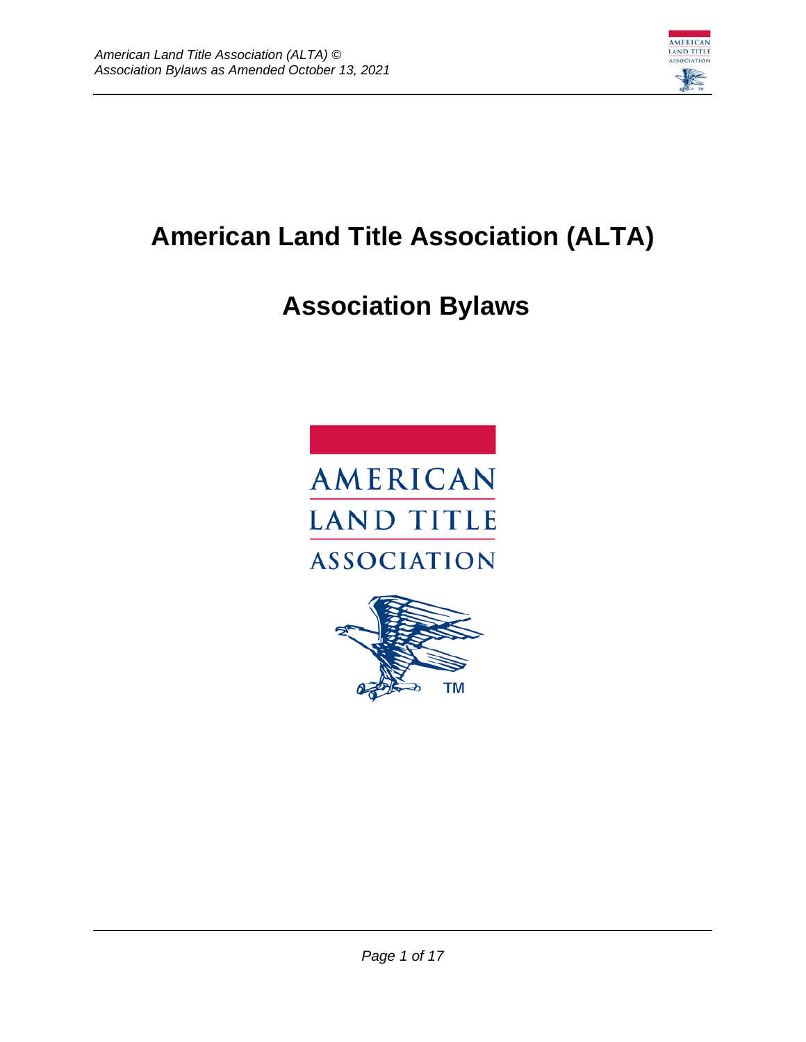# American Land Title Association (ALTA)

# Association Bylaws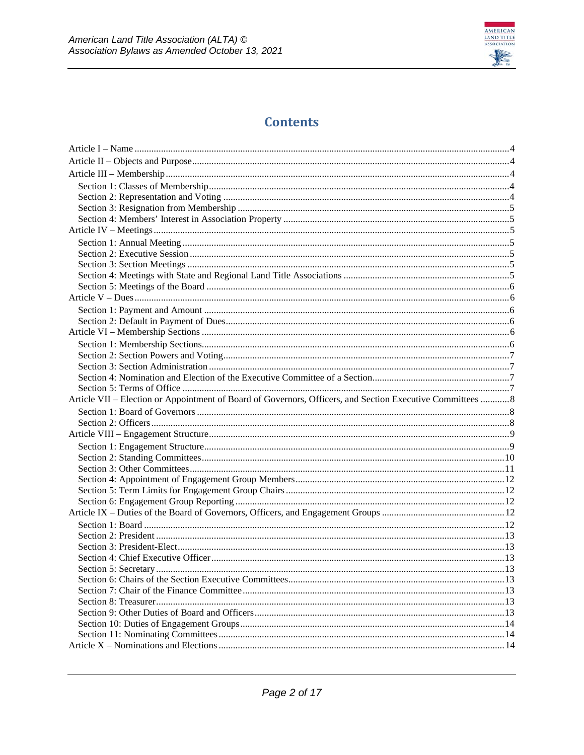# Contents

Article I – Name ..... 4
Article II – Objects and Purpose ..... 4
Article III – Membership ..... 4
- Section 1: Classes of Membership ..... 4
- Section 2: Representation and Voting ..... 4
- Section 3: Resignation from Membership ..... 5
- Section 4: Members' Interest in Association Property ..... 5

Article IV – Meetings ..... 5
- Section 1: Annual Meeting ..... 5
- Section 2: Executive Session ..... 5
- Section 3: Section Meetings ..... 5
- Section 4: Meetings with State and Regional Land Title Associations ..... 5
- Section 5: Meetings of the Board ..... 6

Article V – Dues ..... 6
- Section 1: Payment and Amount ..... 6
- Section 2: Default in Payment of Dues ..... 6

Article VI – Membership Sections ..... 6
- Section 1: Membership Sections ..... 6
- Section 2: Section Powers and Voting ..... 7
- Section 3: Section Administration ..... 7
- Section 4: Nomination and Election of the Executive Committee of a Section ..... 7
- Section 5: Terms of Office ..... 7

Article VII – Election or Appointment of Board of Governors, Officers, and Section Executive Committees ..... 8
- Section 1: Board of Governors ..... 8
- Section 2: Officers ..... 8

Article VIII – Engagement Structure ..... 9
- Section 1: Engagement Structure ..... 9
- Section 2: Standing Committees ..... 10
- Section 3: Other Committees ..... 11
- Section 4: Appointment of Engagement Group Members ..... 12
- Section 5: Term Limits for Engagement Group Chairs ..... 12
- Section 6: Engagement Group Reporting ..... 12

Article IX – Duties of the Board of Governors, Officers, and Engagement Groups ..... 12
- Section 1: Board ..... 12
- Section 2: President ..... 13
- Section 3: President-Elect ..... 13
- Section 4: Chief Executive Officer ..... 13
- Section 5: Secretary ..... 13
- Section 6: Chairs of the Section Executive Committees ..... 13
- Section 7: Chair of the Finance Committee ..... 13
- Section 8: Treasurer ..... 13
- Section 9: Other Duties of Board and Officers ..... 13
- Section 10: Duties of Engagement Groups ..... 14
- Section 11: Nominating Committees ..... 14

Article X – Nominations and Elections ..... 14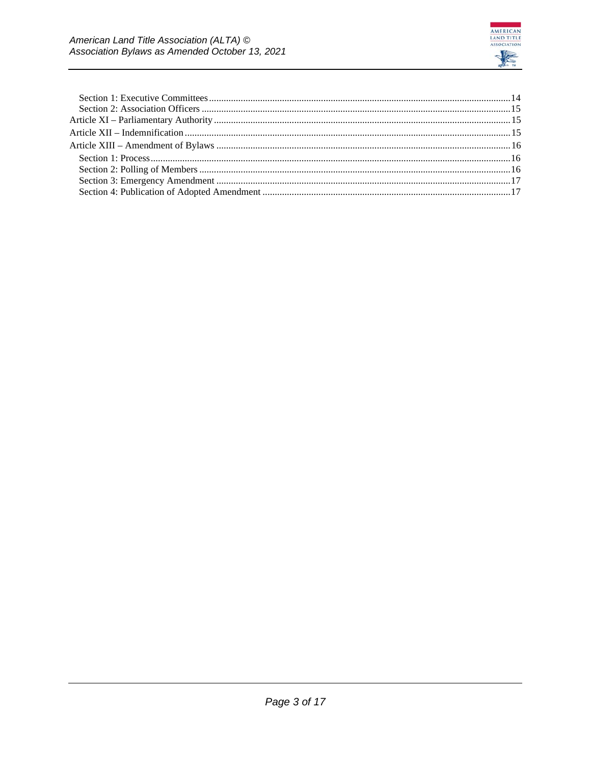- Section 1: Executive Committees ........ 14
- Section 2: Association Officers ........ 15
- Article XI – Parliamentary Authority ........ 15
- Article XII – Indemnification ........ 15
- Article XIII – Amendment of Bylaws ........ 16
  - Section 1: Process ........ 16
  - Section 2: Polling of Members ........ 16
  - Section 3: Emergency Amendment ........ 17
  - Section 4: Publication of Adopted Amendment ........ 17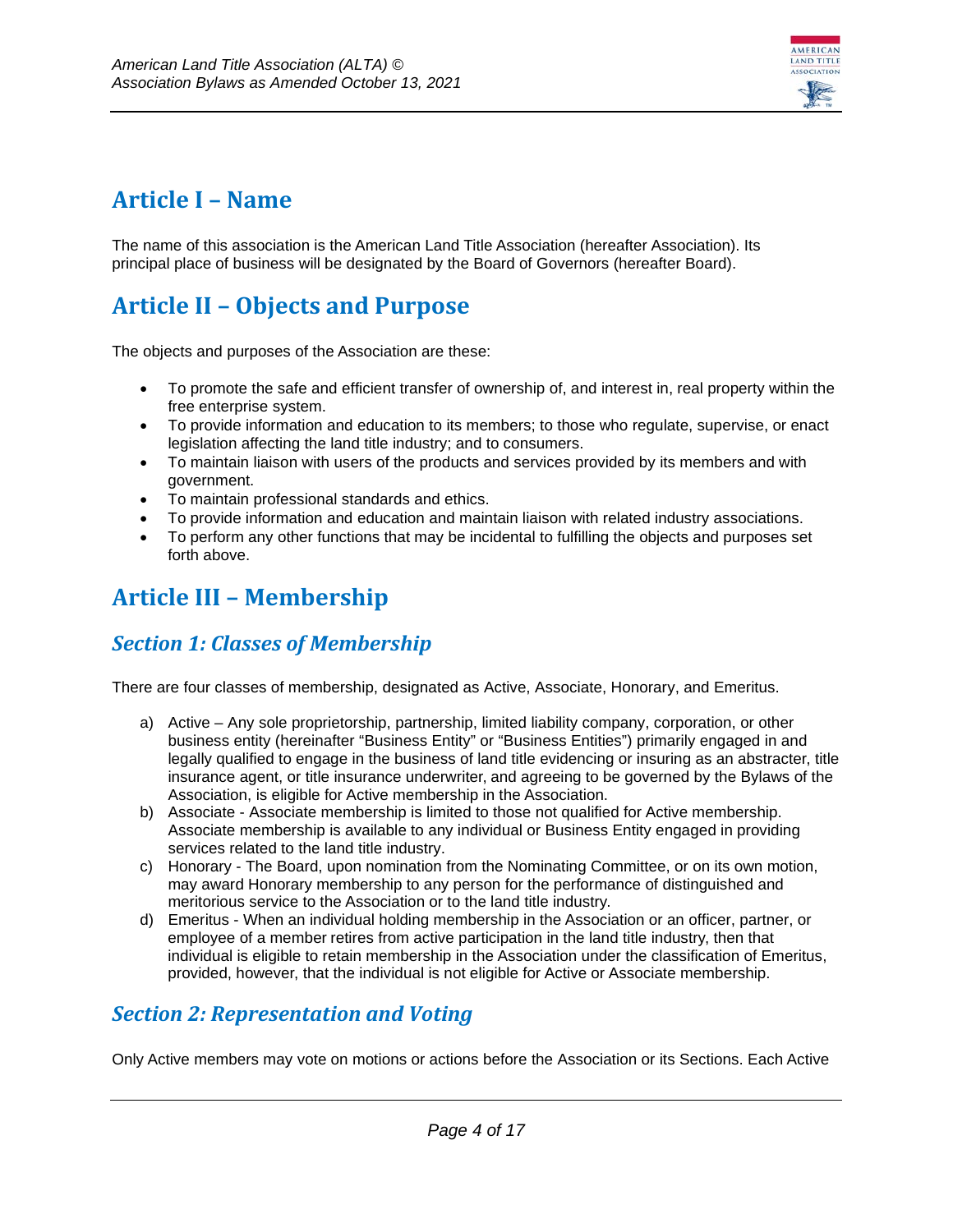# Article I – Name

The name of this association is the American Land Title Association (hereafter Association). Its principal place of business will be designated by the Board of Governors (hereafter Board).

# Article II – Objects and Purpose

The objects and purposes of the Association are these:

- To promote the safe and efficient transfer of ownership of, and interest in, real property within the free enterprise system.
- To provide information and education to its members; to those who regulate, supervise, or enact legislation affecting the land title industry; and to consumers.
- To maintain liaison with users of the products and services provided by its members and with government.
- To maintain professional standards and ethics.
- To provide information and education and maintain liaison with related industry associations.
- To perform any other functions that may be incidental to fulfilling the objects and purposes set forth above.

# Article III – Membership

## *Section 1: Classes of Membership*

There are four classes of membership, designated as Active, Associate, Honorary, and Emeritus.

a) Active – Any sole proprietorship, partnership, limited liability company, corporation, or other business entity (hereinafter "Business Entity" or "Business Entities") primarily engaged in and legally qualified to engage in the business of land title evidencing or insuring as an abstracter, title insurance agent, or title insurance underwriter, and agreeing to be governed by the Bylaws of the Association, is eligible for Active membership in the Association.

b) Associate - Associate membership is limited to those not qualified for Active membership. Associate membership is available to any individual or Business Entity engaged in providing services related to the land title industry.

c) Honorary - The Board, upon nomination from the Nominating Committee, or on its own motion, may award Honorary membership to any person for the performance of distinguished and meritorious service to the Association or to the land title industry.

d) Emeritus - When an individual holding membership in the Association or an officer, partner, or employee of a member retires from active participation in the land title industry, then that individual is eligible to retain membership in the Association under the classification of Emeritus, provided, however, that the individual is not eligible for Active or Associate membership.

## *Section 2: Representation and Voting*

Only Active members may vote on motions or actions before the Association or its Sections. Each Active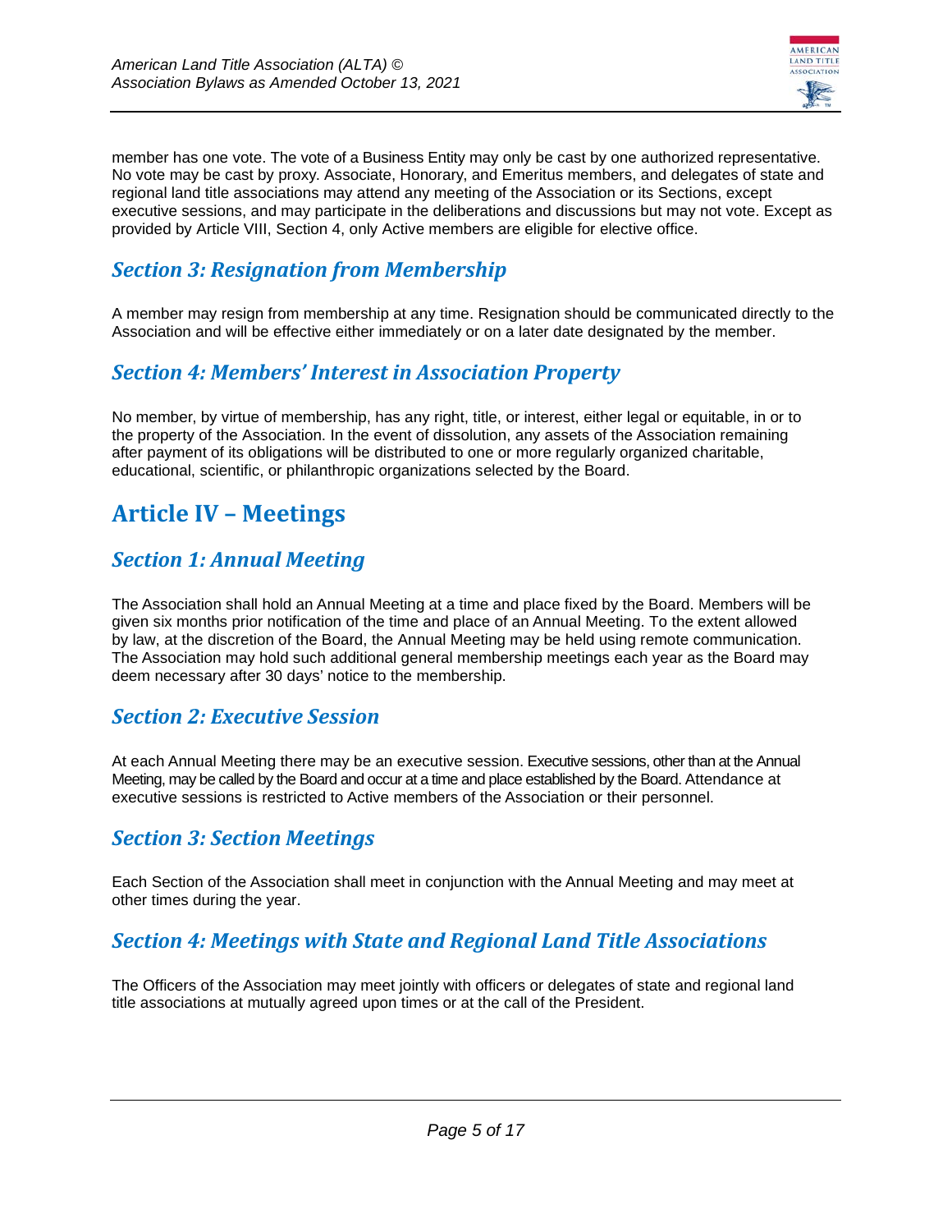member has one vote. The vote of a Business Entity may only be cast by one authorized representative. No vote may be cast by proxy. Associate, Honorary, and Emeritus members, and delegates of state and regional land title associations may attend any meeting of the Association or its Sections, except executive sessions, and may participate in the deliberations and discussions but may not vote. Except as provided by Article VIII, Section 4, only Active members are eligible for elective office.

### *Section 3: Resignation from Membership*

A member may resign from membership at any time. Resignation should be communicated directly to the Association and will be effective either immediately or on a later date designated by the member.

### *Section 4: Members' Interest in Association Property*

No member, by virtue of membership, has any right, title, or interest, either legal or equitable, in or to the property of the Association. In the event of dissolution, any assets of the Association remaining after payment of its obligations will be distributed to one or more regularly organized charitable, educational, scientific, or philanthropic organizations selected by the Board.

## Article IV – Meetings

### *Section 1: Annual Meeting*

The Association shall hold an Annual Meeting at a time and place fixed by the Board. Members will be given six months prior notification of the time and place of an Annual Meeting. To the extent allowed by law, at the discretion of the Board, the Annual Meeting may be held using remote communication. The Association may hold such additional general membership meetings each year as the Board may deem necessary after 30 days' notice to the membership.

### *Section 2: Executive Session*

At each Annual Meeting there may be an executive session. Executive sessions, other than at the Annual Meeting, may be called by the Board and occur at a time and place established by the Board. Attendance at executive sessions is restricted to Active members of the Association or their personnel.

### *Section 3: Section Meetings*

Each Section of the Association shall meet in conjunction with the Annual Meeting and may meet at other times during the year.

### *Section 4: Meetings with State and Regional Land Title Associations*

The Officers of the Association may meet jointly with officers or delegates of state and regional land title associations at mutually agreed upon times or at the call of the President.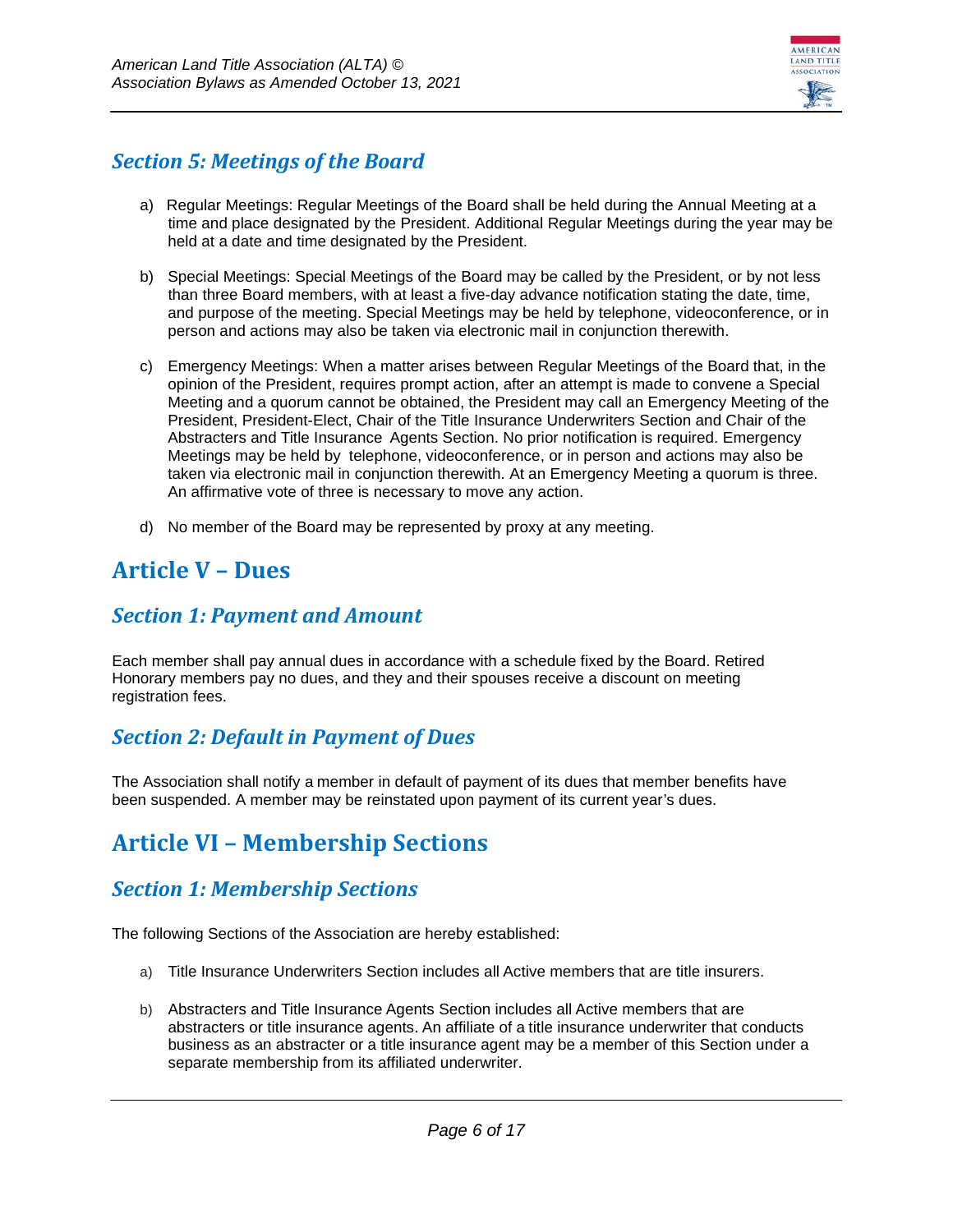### *Section 5: Meetings of the Board*

a) Regular Meetings: Regular Meetings of the Board shall be held during the Annual Meeting at a time and place designated by the President. Additional Regular Meetings during the year may be held at a date and time designated by the President.

b) Special Meetings: Special Meetings of the Board may be called by the President, or by not less than three Board members, with at least a five-day advance notification stating the date, time, and purpose of the meeting. Special Meetings may be held by telephone, videoconference, or in person and actions may also be taken via electronic mail in conjunction therewith.

c) Emergency Meetings: When a matter arises between Regular Meetings of the Board that, in the opinion of the President, requires prompt action, after an attempt is made to convene a Special Meeting and a quorum cannot be obtained, the President may call an Emergency Meeting of the President, President-Elect, Chair of the Title Insurance Underwriters Section and Chair of the Abstracters and Title Insurance Agents Section. No prior notification is required. Emergency Meetings may be held by telephone, videoconference, or in person and actions may also be taken via electronic mail in conjunction therewith. At an Emergency Meeting a quorum is three. An affirmative vote of three is necessary to move any action.

d) No member of the Board may be represented by proxy at any meeting.

## Article V – Dues

### *Section 1: Payment and Amount*

Each member shall pay annual dues in accordance with a schedule fixed by the Board. Retired Honorary members pay no dues, and they and their spouses receive a discount on meeting registration fees.

### *Section 2: Default in Payment of Dues*

The Association shall notify a member in default of payment of its dues that member benefits have been suspended. A member may be reinstated upon payment of its current year's dues.

## Article VI – Membership Sections

### *Section 1: Membership Sections*

The following Sections of the Association are hereby established:

a) Title Insurance Underwriters Section includes all Active members that are title insurers.

b) Abstracters and Title Insurance Agents Section includes all Active members that are abstracters or title insurance agents. An affiliate of a title insurance underwriter that conducts business as an abstracter or a title insurance agent may be a member of this Section under a separate membership from its affiliated underwriter.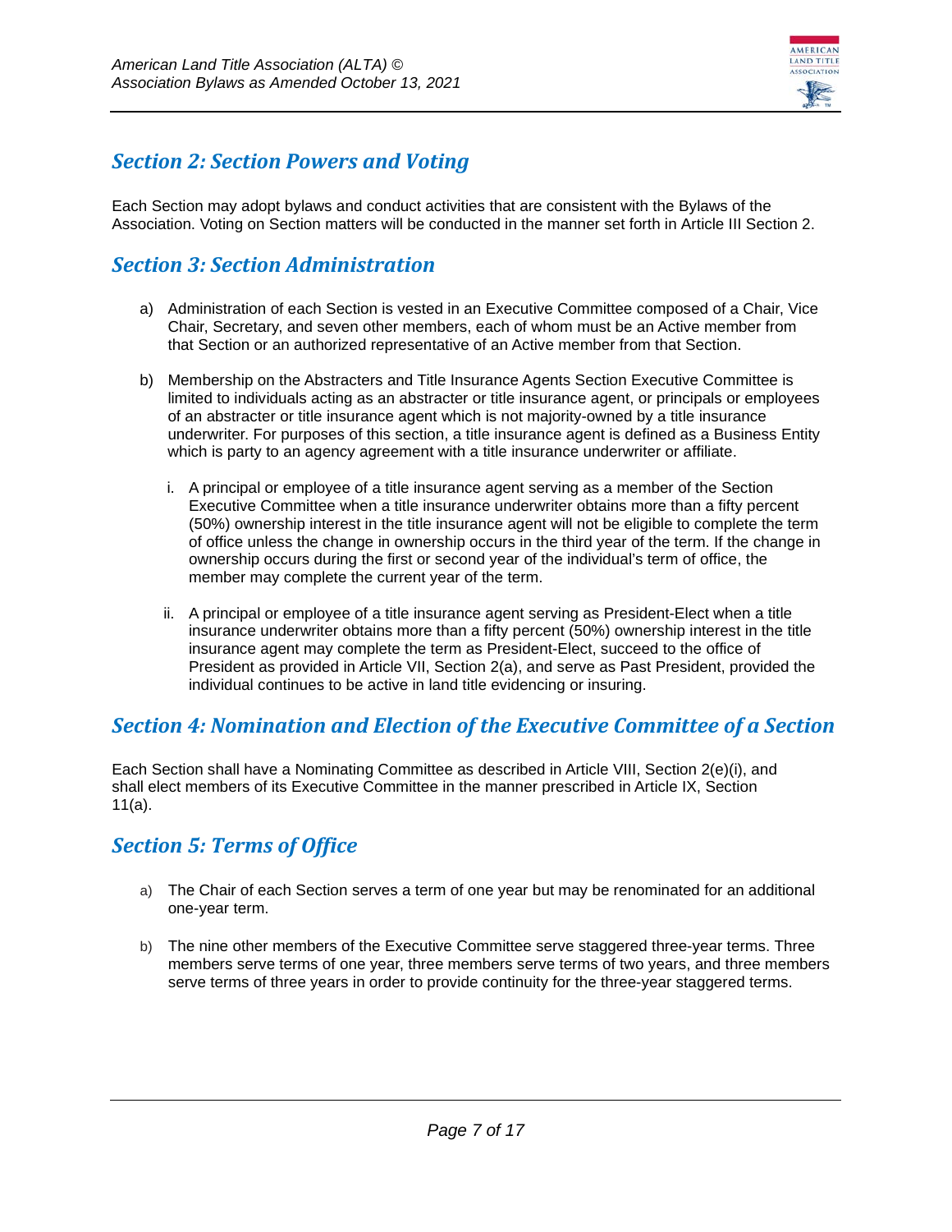## Section 2: Section Powers and Voting

Each Section may adopt bylaws and conduct activities that are consistent with the Bylaws of the Association. Voting on Section matters will be conducted in the manner set forth in Article III Section 2.

## Section 3: Section Administration

a) Administration of each Section is vested in an Executive Committee composed of a Chair, Vice Chair, Secretary, and seven other members, each of whom must be an Active member from that Section or an authorized representative of an Active member from that Section.

b) Membership on the Abstracters and Title Insurance Agents Section Executive Committee is limited to individuals acting as an abstracter or title insurance agent, or principals or employees of an abstracter or title insurance agent which is not majority-owned by a title insurance underwriter. For purposes of this section, a title insurance agent is defined as a Business Entity which is party to an agency agreement with a title insurance underwriter or affiliate.

   i. A principal or employee of a title insurance agent serving as a member of the Section Executive Committee when a title insurance underwriter obtains more than a fifty percent (50%) ownership interest in the title insurance agent will not be eligible to complete the term of office unless the change in ownership occurs in the third year of the term. If the change in ownership occurs during the first or second year of the individual's term of office, the member may complete the current year of the term.

   ii. A principal or employee of a title insurance agent serving as President-Elect when a title insurance underwriter obtains more than a fifty percent (50%) ownership interest in the title insurance agent may complete the term as President-Elect, succeed to the office of President as provided in Article VII, Section 2(a), and serve as Past President, provided the individual continues to be active in land title evidencing or insuring.

## Section 4: Nomination and Election of the Executive Committee of a Section

Each Section shall have a Nominating Committee as described in Article VIII, Section 2(e)(i), and shall elect members of its Executive Committee in the manner prescribed in Article IX, Section 11(a).

## Section 5: Terms of Office

a) The Chair of each Section serves a term of one year but may be renominated for an additional one-year term.

b) The nine other members of the Executive Committee serve staggered three-year terms. Three members serve terms of one year, three members serve terms of two years, and three members serve terms of three years in order to provide continuity for the three-year staggered terms.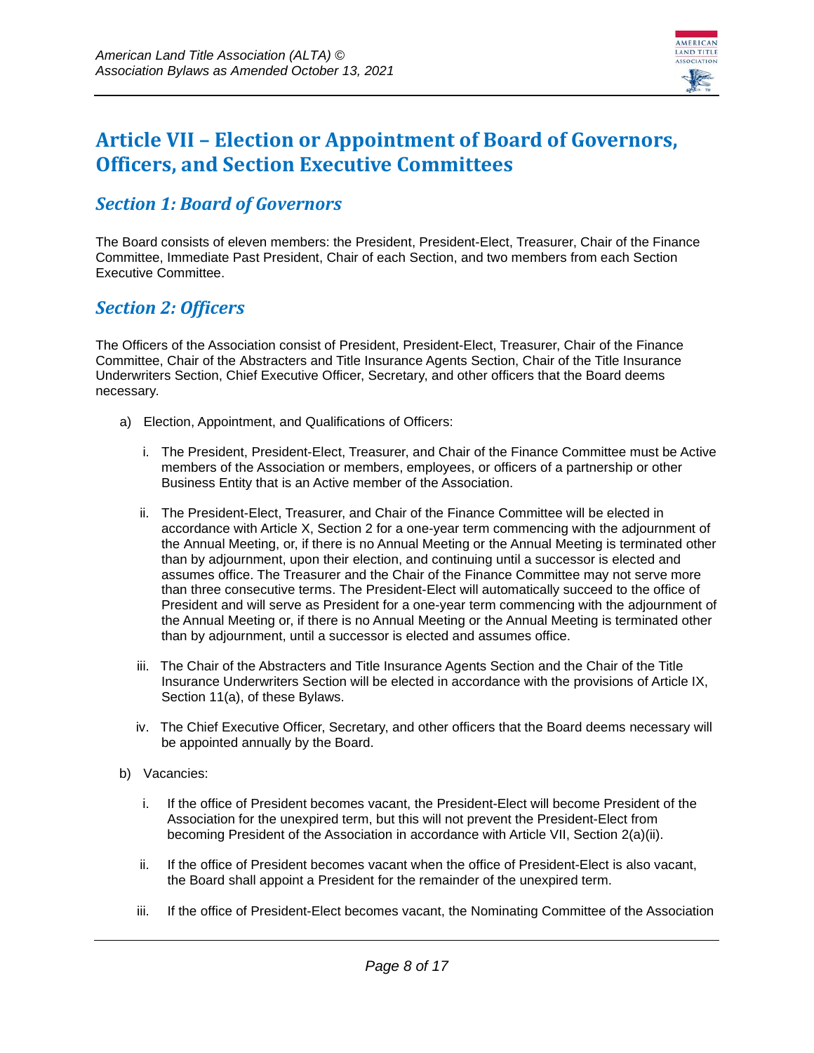# Article VII – Election or Appointment of Board of Governors, Officers, and Section Executive Committees

## *Section 1: Board of Governors*

The Board consists of eleven members: the President, President-Elect, Treasurer, Chair of the Finance Committee, Immediate Past President, Chair of each Section, and two members from each Section Executive Committee.

## *Section 2: Officers*

The Officers of the Association consist of President, President-Elect, Treasurer, Chair of the Finance Committee, Chair of the Abstracters and Title Insurance Agents Section, Chair of the Title Insurance Underwriters Section, Chief Executive Officer, Secretary, and other officers that the Board deems necessary.

a) Election, Appointment, and Qualifications of Officers:

   i. The President, President-Elect, Treasurer, and Chair of the Finance Committee must be Active members of the Association or members, employees, or officers of a partnership or other Business Entity that is an Active member of the Association.

   ii. The President-Elect, Treasurer, and Chair of the Finance Committee will be elected in accordance with Article X, Section 2 for a one-year term commencing with the adjournment of the Annual Meeting, or, if there is no Annual Meeting or the Annual Meeting is terminated other than by adjournment, upon their election, and continuing until a successor is elected and assumes office. The Treasurer and the Chair of the Finance Committee may not serve more than three consecutive terms. The President-Elect will automatically succeed to the office of President and will serve as President for a one-year term commencing with the adjournment of the Annual Meeting or, if there is no Annual Meeting or the Annual Meeting is terminated other than by adjournment, until a successor is elected and assumes office.

   iii. The Chair of the Abstracters and Title Insurance Agents Section and the Chair of the Title Insurance Underwriters Section will be elected in accordance with the provisions of Article IX, Section 11(a), of these Bylaws.

   iv. The Chief Executive Officer, Secretary, and other officers that the Board deems necessary will be appointed annually by the Board.

b) Vacancies:

   i. If the office of President becomes vacant, the President-Elect will become President of the Association for the unexpired term, but this will not prevent the President-Elect from becoming President of the Association in accordance with Article VII, Section 2(a)(ii).

   ii. If the office of President becomes vacant when the office of President-Elect is also vacant, the Board shall appoint a President for the remainder of the unexpired term.

   iii. If the office of President-Elect becomes vacant, the Nominating Committee of the Association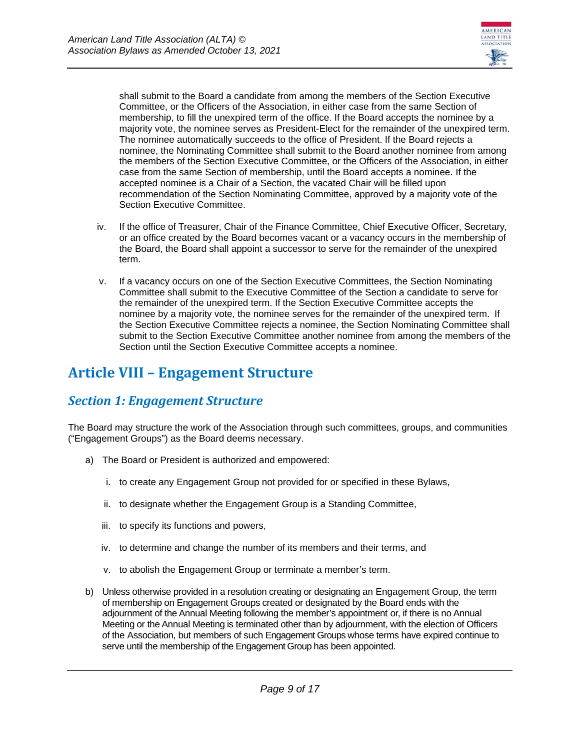shall submit to the Board a candidate from among the members of the Section Executive Committee, or the Officers of the Association, in either case from the same Section of membership, to fill the unexpired term of the office. If the Board accepts the nominee by a majority vote, the nominee serves as President-Elect for the remainder of the unexpired term. The nominee automatically succeeds to the office of President. If the Board rejects a nominee, the Nominating Committee shall submit to the Board another nominee from among the members of the Section Executive Committee, or the Officers of the Association, in either case from the same Section of membership, until the Board accepts a nominee. If the accepted nominee is a Chair of a Section, the vacated Chair will be filled upon recommendation of the Section Nominating Committee, approved by a majority vote of the Section Executive Committee.

iv. If the office of Treasurer, Chair of the Finance Committee, Chief Executive Officer, Secretary, or an office created by the Board becomes vacant or a vacancy occurs in the membership of the Board, the Board shall appoint a successor to serve for the remainder of the unexpired term.

v. If a vacancy occurs on one of the Section Executive Committees, the Section Nominating Committee shall submit to the Executive Committee of the Section a candidate to serve for the remainder of the unexpired term. If the Section Executive Committee accepts the nominee by a majority vote, the nominee serves for the remainder of the unexpired term. If the Section Executive Committee rejects a nominee, the Section Nominating Committee shall submit to the Section Executive Committee another nominee from among the members of the Section until the Section Executive Committee accepts a nominee.

# Article VIII – Engagement Structure

## *Section 1: Engagement Structure*

The Board may structure the work of the Association through such committees, groups, and communities ("Engagement Groups") as the Board deems necessary.

a) The Board or President is authorized and empowered:

   i. to create any Engagement Group not provided for or specified in these Bylaws,

   ii. to designate whether the Engagement Group is a Standing Committee,

   iii. to specify its functions and powers,

   iv. to determine and change the number of its members and their terms, and

   v. to abolish the Engagement Group or terminate a member's term.

b) Unless otherwise provided in a resolution creating or designating an Engagement Group, the term of membership on Engagement Groups created or designated by the Board ends with the adjournment of the Annual Meeting following the member's appointment or, if there is no Annual Meeting or the Annual Meeting is terminated other than by adjournment, with the election of Officers of the Association, but members of such Engagement Groups whose terms have expired continue to serve until the membership of the Engagement Group has been appointed.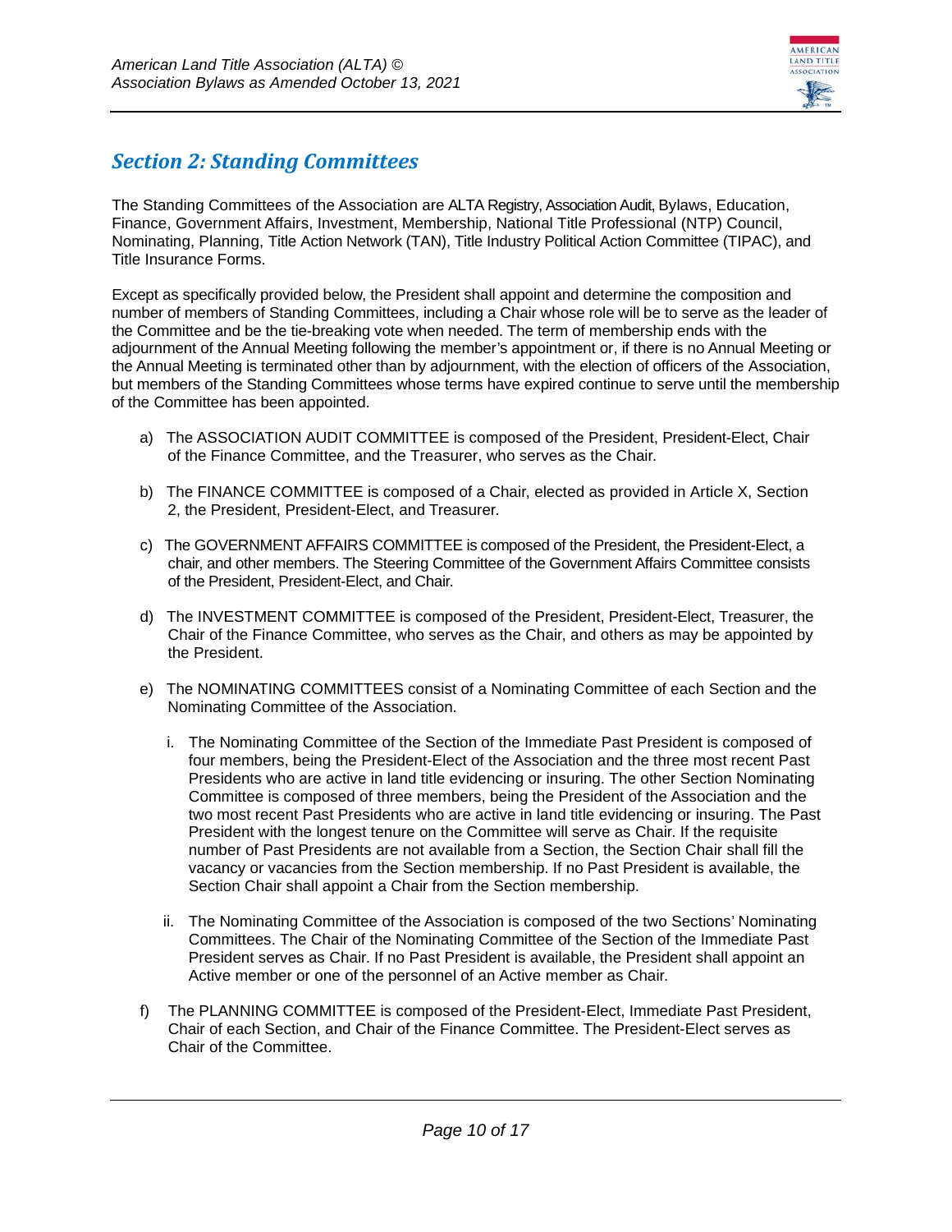## *Section 2: Standing Committees*

The Standing Committees of the Association are ALTA Registry, Association Audit, Bylaws, Education, Finance, Government Affairs, Investment, Membership, National Title Professional (NTP) Council, Nominating, Planning, Title Action Network (TAN), Title Industry Political Action Committee (TIPAC), and Title Insurance Forms.

Except as specifically provided below, the President shall appoint and determine the composition and number of members of Standing Committees, including a Chair whose role will be to serve as the leader of the Committee and be the tie-breaking vote when needed. The term of membership ends with the adjournment of the Annual Meeting following the member's appointment or, if there is no Annual Meeting or the Annual Meeting is terminated other than by adjournment, with the election of officers of the Association, but members of the Standing Committees whose terms have expired continue to serve until the membership of the Committee has been appointed.

a) The ASSOCIATION AUDIT COMMITTEE is composed of the President, President-Elect, Chair of the Finance Committee, and the Treasurer, who serves as the Chair.

b) The FINANCE COMMITTEE is composed of a Chair, elected as provided in Article X, Section 2, the President, President-Elect, and Treasurer.

c) The GOVERNMENT AFFAIRS COMMITTEE is composed of the President, the President-Elect, a chair, and other members. The Steering Committee of the Government Affairs Committee consists of the President, President-Elect, and Chair.

d) The INVESTMENT COMMITTEE is composed of the President, President-Elect, Treasurer, the Chair of the Finance Committee, who serves as the Chair, and others as may be appointed by the President.

e) The NOMINATING COMMITTEES consist of a Nominating Committee of each Section and the Nominating Committee of the Association.

   i. The Nominating Committee of the Section of the Immediate Past President is composed of four members, being the President-Elect of the Association and the three most recent Past Presidents who are active in land title evidencing or insuring. The other Section Nominating Committee is composed of three members, being the President of the Association and the two most recent Past Presidents who are active in land title evidencing or insuring. The Past President with the longest tenure on the Committee will serve as Chair. If the requisite number of Past Presidents are not available from a Section, the Section Chair shall fill the vacancy or vacancies from the Section membership. If no Past President is available, the Section Chair shall appoint a Chair from the Section membership.

   ii. The Nominating Committee of the Association is composed of the two Sections' Nominating Committees. The Chair of the Nominating Committee of the Section of the Immediate Past President serves as Chair. If no Past President is available, the President shall appoint an Active member or one of the personnel of an Active member as Chair.

f) The PLANNING COMMITTEE is composed of the President-Elect, Immediate Past President, Chair of each Section, and Chair of the Finance Committee. The President-Elect serves as Chair of the Committee.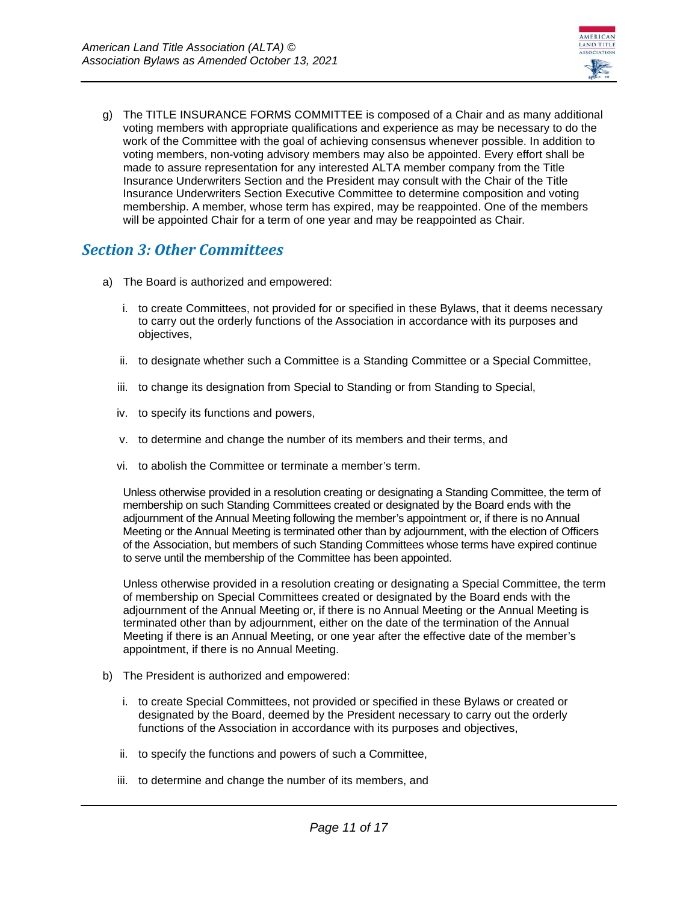g) The TITLE INSURANCE FORMS COMMITTEE is composed of a Chair and as many additional voting members with appropriate qualifications and experience as may be necessary to do the work of the Committee with the goal of achieving consensus whenever possible. In addition to voting members, non-voting advisory members may also be appointed. Every effort shall be made to assure representation for any interested ALTA member company from the Title Insurance Underwriters Section and the President may consult with the Chair of the Title Insurance Underwriters Section Executive Committee to determine composition and voting membership. A member, whose term has expired, may be reappointed. One of the members will be appointed Chair for a term of one year and may be reappointed as Chair.

## *Section 3: Other Committees*

a) The Board is authorized and empowered:

   i. to create Committees, not provided for or specified in these Bylaws, that it deems necessary to carry out the orderly functions of the Association in accordance with its purposes and objectives,

   ii. to designate whether such a Committee is a Standing Committee or a Special Committee,

   iii. to change its designation from Special to Standing or from Standing to Special,

   iv. to specify its functions and powers,

   v. to determine and change the number of its members and their terms, and

   vi. to abolish the Committee or terminate a member's term.

   Unless otherwise provided in a resolution creating or designating a Standing Committee, the term of membership on such Standing Committees created or designated by the Board ends with the adjournment of the Annual Meeting following the member's appointment or, if there is no Annual Meeting or the Annual Meeting is terminated other than by adjournment, with the election of Officers of the Association, but members of such Standing Committees whose terms have expired continue to serve until the membership of the Committee has been appointed.

   Unless otherwise provided in a resolution creating or designating a Special Committee, the term of membership on Special Committees created or designated by the Board ends with the adjournment of the Annual Meeting or, if there is no Annual Meeting or the Annual Meeting is terminated other than by adjournment, either on the date of the termination of the Annual Meeting if there is an Annual Meeting, or one year after the effective date of the member's appointment, if there is no Annual Meeting.

b) The President is authorized and empowered:

   i. to create Special Committees, not provided or specified in these Bylaws or created or designated by the Board, deemed by the President necessary to carry out the orderly functions of the Association in accordance with its purposes and objectives,

   ii. to specify the functions and powers of such a Committee,

   iii. to determine and change the number of its members, and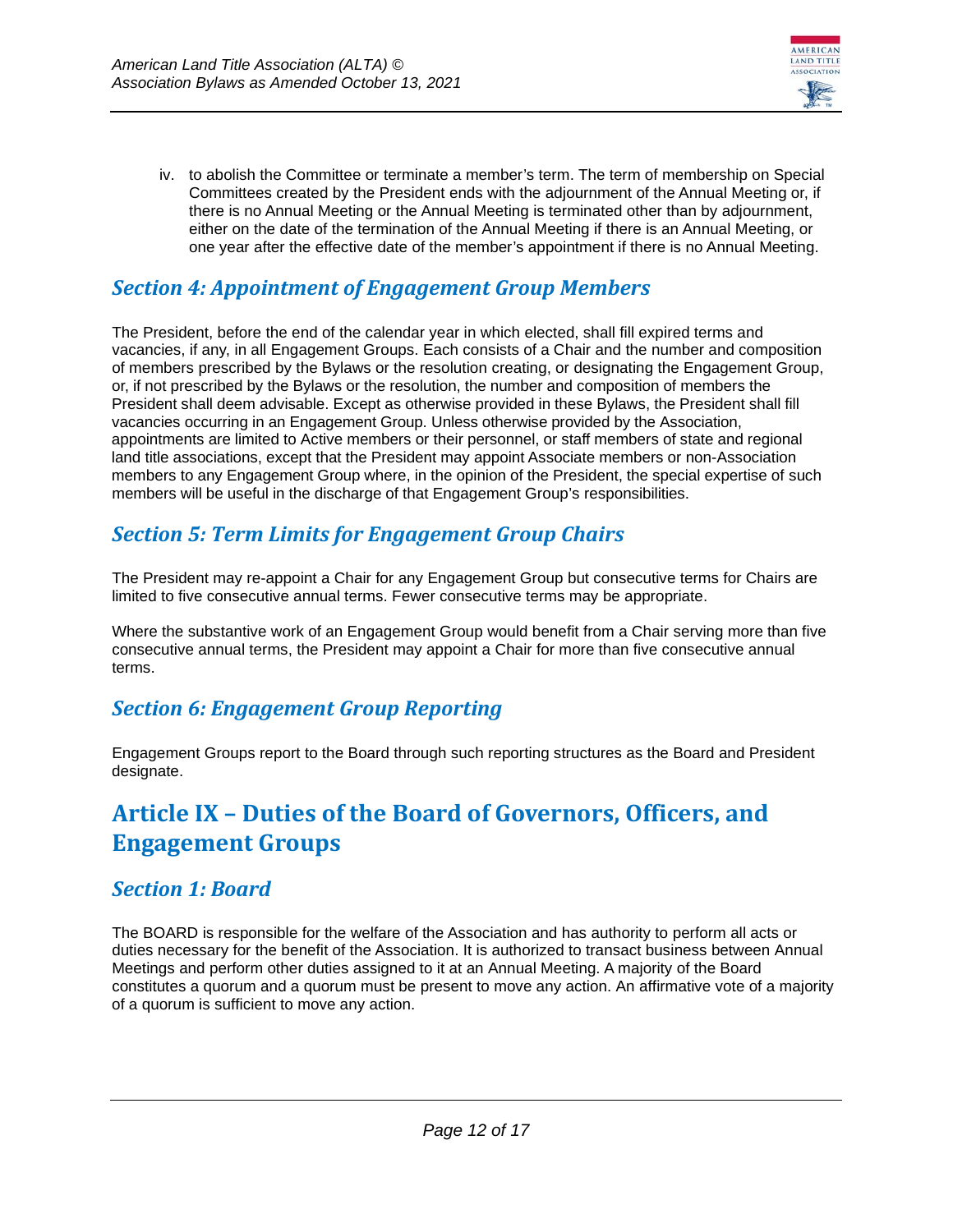iv. to abolish the Committee or terminate a member's term. The term of membership on Special Committees created by the President ends with the adjournment of the Annual Meeting or, if there is no Annual Meeting or the Annual Meeting is terminated other than by adjournment, either on the date of the termination of the Annual Meeting if there is an Annual Meeting, or one year after the effective date of the member's appointment if there is no Annual Meeting.

### *Section 4: Appointment of Engagement Group Members*

The President, before the end of the calendar year in which elected, shall fill expired terms and vacancies, if any, in all Engagement Groups. Each consists of a Chair and the number and composition of members prescribed by the Bylaws or the resolution creating, or designating the Engagement Group, or, if not prescribed by the Bylaws or the resolution, the number and composition of members the President shall deem advisable. Except as otherwise provided in these Bylaws, the President shall fill vacancies occurring in an Engagement Group. Unless otherwise provided by the Association, appointments are limited to Active members or their personnel, or staff members of state and regional land title associations, except that the President may appoint Associate members or non-Association members to any Engagement Group where, in the opinion of the President, the special expertise of such members will be useful in the discharge of that Engagement Group's responsibilities.

### *Section 5: Term Limits for Engagement Group Chairs*

The President may re-appoint a Chair for any Engagement Group but consecutive terms for Chairs are limited to five consecutive annual terms. Fewer consecutive terms may be appropriate.

Where the substantive work of an Engagement Group would benefit from a Chair serving more than five consecutive annual terms, the President may appoint a Chair for more than five consecutive annual terms.

### *Section 6: Engagement Group Reporting*

Engagement Groups report to the Board through such reporting structures as the Board and President designate.

## Article IX – Duties of the Board of Governors, Officers, and Engagement Groups

### *Section 1: Board*

The BOARD is responsible for the welfare of the Association and has authority to perform all acts or duties necessary for the benefit of the Association. It is authorized to transact business between Annual Meetings and perform other duties assigned to it at an Annual Meeting. A majority of the Board constitutes a quorum and a quorum must be present to move any action. An affirmative vote of a majority of a quorum is sufficient to move any action.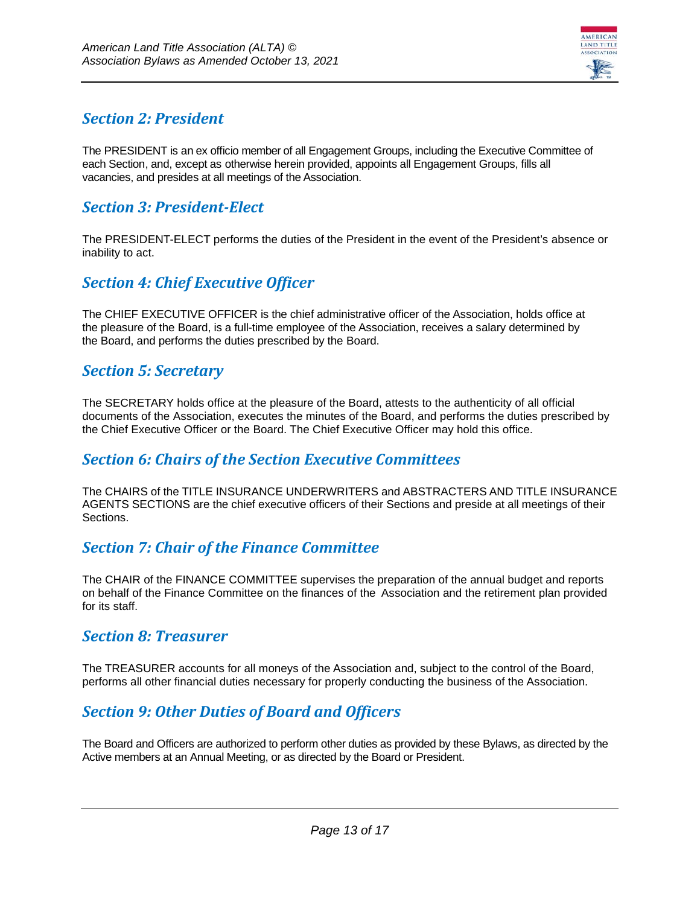## Section 2: President

The PRESIDENT is an ex officio member of all Engagement Groups, including the Executive Committee of each Section, and, except as otherwise herein provided, appoints all Engagement Groups, fills all vacancies, and presides at all meetings of the Association.

## Section 3: President-Elect

The PRESIDENT-ELECT performs the duties of the President in the event of the President's absence or inability to act.

## Section 4: Chief Executive Officer

The CHIEF EXECUTIVE OFFICER is the chief administrative officer of the Association, holds office at the pleasure of the Board, is a full-time employee of the Association, receives a salary determined by the Board, and performs the duties prescribed by the Board.

## Section 5: Secretary

The SECRETARY holds office at the pleasure of the Board, attests to the authenticity of all official documents of the Association, executes the minutes of the Board, and performs the duties prescribed by the Chief Executive Officer or the Board. The Chief Executive Officer may hold this office.

## Section 6: Chairs of the Section Executive Committees

The CHAIRS of the TITLE INSURANCE UNDERWRITERS and ABSTRACTERS AND TITLE INSURANCE AGENTS SECTIONS are the chief executive officers of their Sections and preside at all meetings of their Sections.

## Section 7: Chair of the Finance Committee

The CHAIR of the FINANCE COMMITTEE supervises the preparation of the annual budget and reports on behalf of the Finance Committee on the finances of the Association and the retirement plan provided for its staff.

## Section 8: Treasurer

The TREASURER accounts for all moneys of the Association and, subject to the control of the Board, performs all other financial duties necessary for properly conducting the business of the Association.

## Section 9: Other Duties of Board and Officers

The Board and Officers are authorized to perform other duties as provided by these Bylaws, as directed by the Active members at an Annual Meeting, or as directed by the Board or President.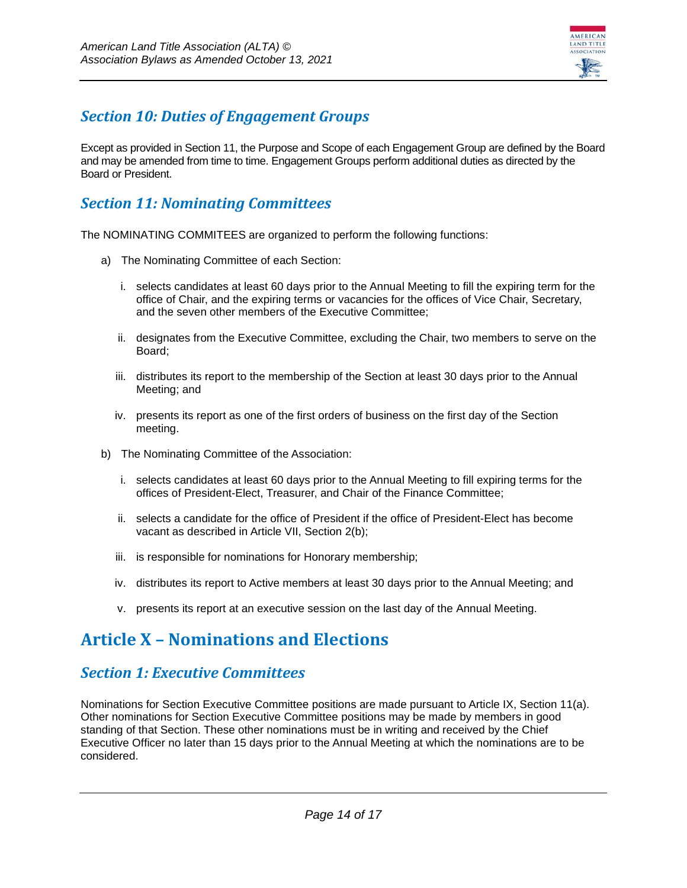### Section 10: Duties of Engagement Groups

Except as provided in Section 11, the Purpose and Scope of each Engagement Group are defined by the Board and may be amended from time to time. Engagement Groups perform additional duties as directed by the Board or President.

### Section 11: Nominating Committees

The NOMINATING COMMITEES are organized to perform the following functions:

a) The Nominating Committee of each Section:

   i. selects candidates at least 60 days prior to the Annual Meeting to fill the expiring term for the office of Chair, and the expiring terms or vacancies for the offices of Vice Chair, Secretary, and the seven other members of the Executive Committee;

   ii. designates from the Executive Committee, excluding the Chair, two members to serve on the Board;

   iii. distributes its report to the membership of the Section at least 30 days prior to the Annual Meeting; and

   iv. presents its report as one of the first orders of business on the first day of the Section meeting.

b) The Nominating Committee of the Association:

   i. selects candidates at least 60 days prior to the Annual Meeting to fill expiring terms for the offices of President-Elect, Treasurer, and Chair of the Finance Committee;

   ii. selects a candidate for the office of President if the office of President-Elect has become vacant as described in Article VII, Section 2(b);

   iii. is responsible for nominations for Honorary membership;

   iv. distributes its report to Active members at least 30 days prior to the Annual Meeting; and

   v. presents its report at an executive session on the last day of the Annual Meeting.

## Article X – Nominations and Elections

### Section 1: Executive Committees

Nominations for Section Executive Committee positions are made pursuant to Article IX, Section 11(a). Other nominations for Section Executive Committee positions may be made by members in good standing of that Section. These other nominations must be in writing and received by the Chief Executive Officer no later than 15 days prior to the Annual Meeting at which the nominations are to be considered.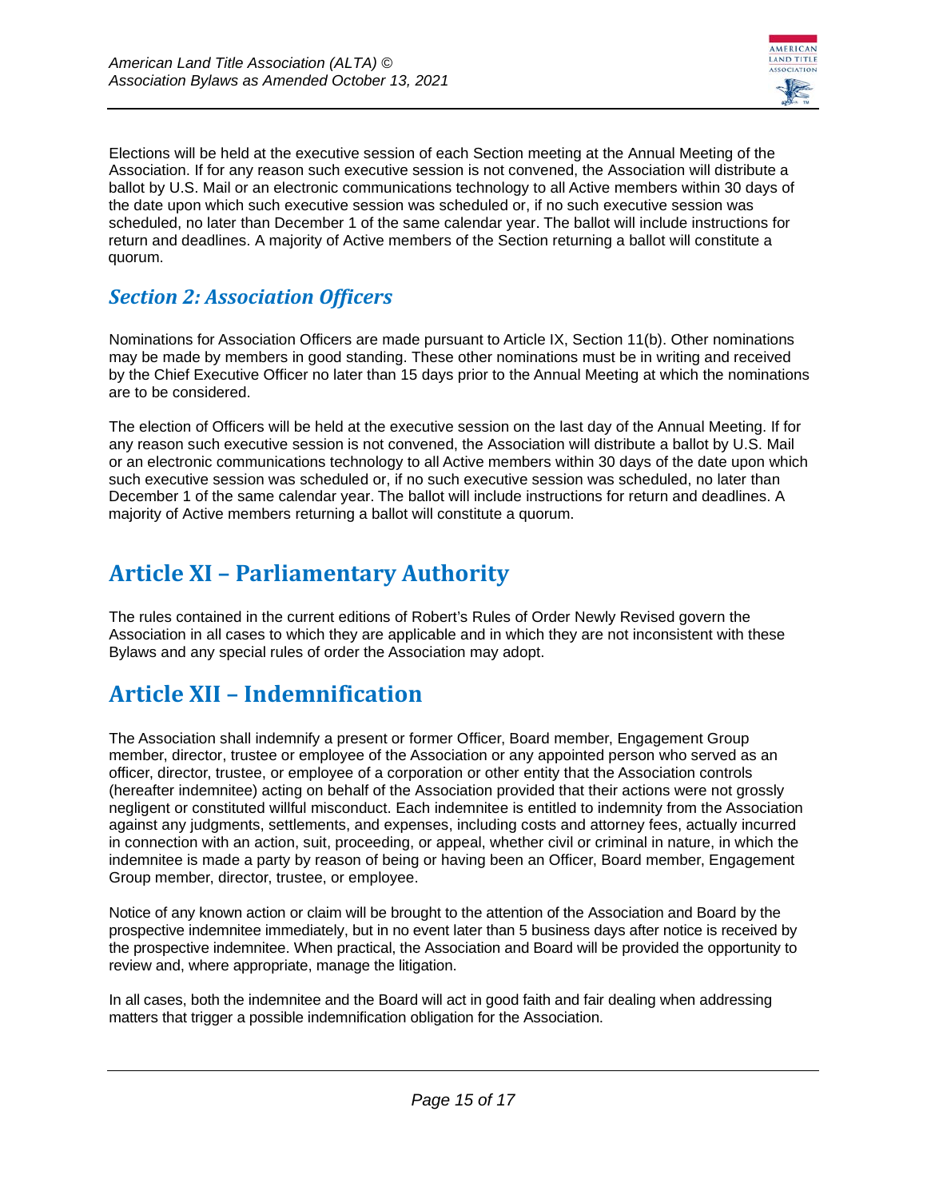Elections will be held at the executive session of each Section meeting at the Annual Meeting of the Association. If for any reason such executive session is not convened, the Association will distribute a ballot by U.S. Mail or an electronic communications technology to all Active members within 30 days of the date upon which such executive session was scheduled or, if no such executive session was scheduled, no later than December 1 of the same calendar year. The ballot will include instructions for return and deadlines. A majority of Active members of the Section returning a ballot will constitute a quorum.

### *Section 2: Association Officers*

Nominations for Association Officers are made pursuant to Article IX, Section 11(b). Other nominations may be made by members in good standing. These other nominations must be in writing and received by the Chief Executive Officer no later than 15 days prior to the Annual Meeting at which the nominations are to be considered.

The election of Officers will be held at the executive session on the last day of the Annual Meeting. If for any reason such executive session is not convened, the Association will distribute a ballot by U.S. Mail or an electronic communications technology to all Active members within 30 days of the date upon which such executive session was scheduled or, if no such executive session was scheduled, no later than December 1 of the same calendar year. The ballot will include instructions for return and deadlines. A majority of Active members returning a ballot will constitute a quorum.

## Article XI – Parliamentary Authority

The rules contained in the current editions of Robert's Rules of Order Newly Revised govern the Association in all cases to which they are applicable and in which they are not inconsistent with these Bylaws and any special rules of order the Association may adopt.

## Article XII – Indemnification

The Association shall indemnify a present or former Officer, Board member, Engagement Group member, director, trustee or employee of the Association or any appointed person who served as an officer, director, trustee, or employee of a corporation or other entity that the Association controls (hereafter indemnitee) acting on behalf of the Association provided that their actions were not grossly negligent or constituted willful misconduct. Each indemnitee is entitled to indemnity from the Association against any judgments, settlements, and expenses, including costs and attorney fees, actually incurred in connection with an action, suit, proceeding, or appeal, whether civil or criminal in nature, in which the indemnitee is made a party by reason of being or having been an Officer, Board member, Engagement Group member, director, trustee, or employee.

Notice of any known action or claim will be brought to the attention of the Association and Board by the prospective indemnitee immediately, but in no event later than 5 business days after notice is received by the prospective indemnitee. When practical, the Association and Board will be provided the opportunity to review and, where appropriate, manage the litigation.

In all cases, both the indemnitee and the Board will act in good faith and fair dealing when addressing matters that trigger a possible indemnification obligation for the Association.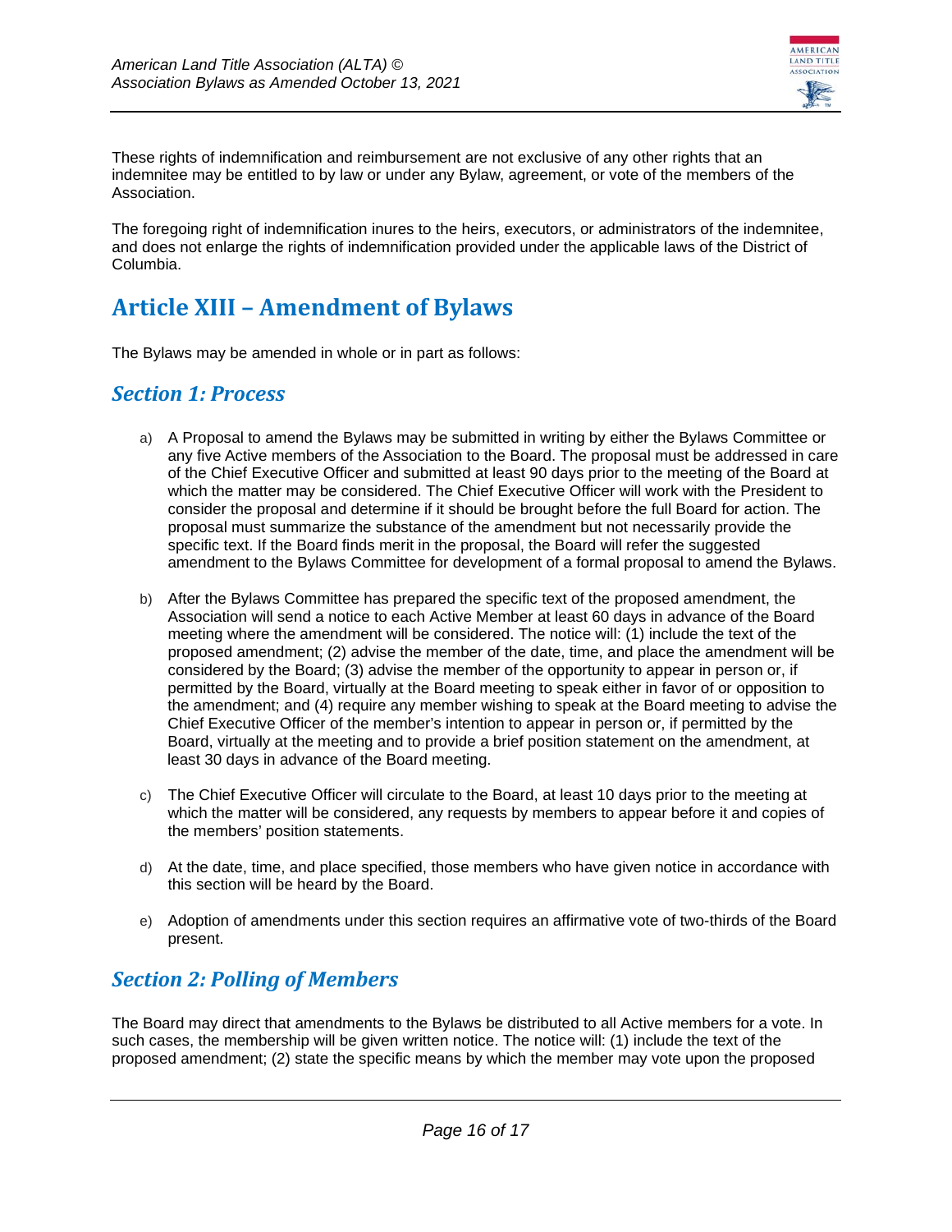These rights of indemnification and reimbursement are not exclusive of any other rights that an indemnitee may be entitled to by law or under any Bylaw, agreement, or vote of the members of the Association.

The foregoing right of indemnification inures to the heirs, executors, or administrators of the indemnitee, and does not enlarge the rights of indemnification provided under the applicable laws of the District of Columbia.

# Article XIII – Amendment of Bylaws

The Bylaws may be amended in whole or in part as follows:

## *Section 1: Process*

a) A Proposal to amend the Bylaws may be submitted in writing by either the Bylaws Committee or any five Active members of the Association to the Board. The proposal must be addressed in care of the Chief Executive Officer and submitted at least 90 days prior to the meeting of the Board at which the matter may be considered. The Chief Executive Officer will work with the President to consider the proposal and determine if it should be brought before the full Board for action. The proposal must summarize the substance of the amendment but not necessarily provide the specific text. If the Board finds merit in the proposal, the Board will refer the suggested amendment to the Bylaws Committee for development of a formal proposal to amend the Bylaws.

b) After the Bylaws Committee has prepared the specific text of the proposed amendment, the Association will send a notice to each Active Member at least 60 days in advance of the Board meeting where the amendment will be considered. The notice will: (1) include the text of the proposed amendment; (2) advise the member of the date, time, and place the amendment will be considered by the Board; (3) advise the member of the opportunity to appear in person or, if permitted by the Board, virtually at the Board meeting to speak either in favor of or opposition to the amendment; and (4) require any member wishing to speak at the Board meeting to advise the Chief Executive Officer of the member's intention to appear in person or, if permitted by the Board, virtually at the meeting and to provide a brief position statement on the amendment, at least 30 days in advance of the Board meeting.

c) The Chief Executive Officer will circulate to the Board, at least 10 days prior to the meeting at which the matter will be considered, any requests by members to appear before it and copies of the members' position statements.

d) At the date, time, and place specified, those members who have given notice in accordance with this section will be heard by the Board.

e) Adoption of amendments under this section requires an affirmative vote of two-thirds of the Board present.

## *Section 2: Polling of Members*

The Board may direct that amendments to the Bylaws be distributed to all Active members for a vote. In such cases, the membership will be given written notice. The notice will: (1) include the text of the proposed amendment; (2) state the specific means by which the member may vote upon the proposed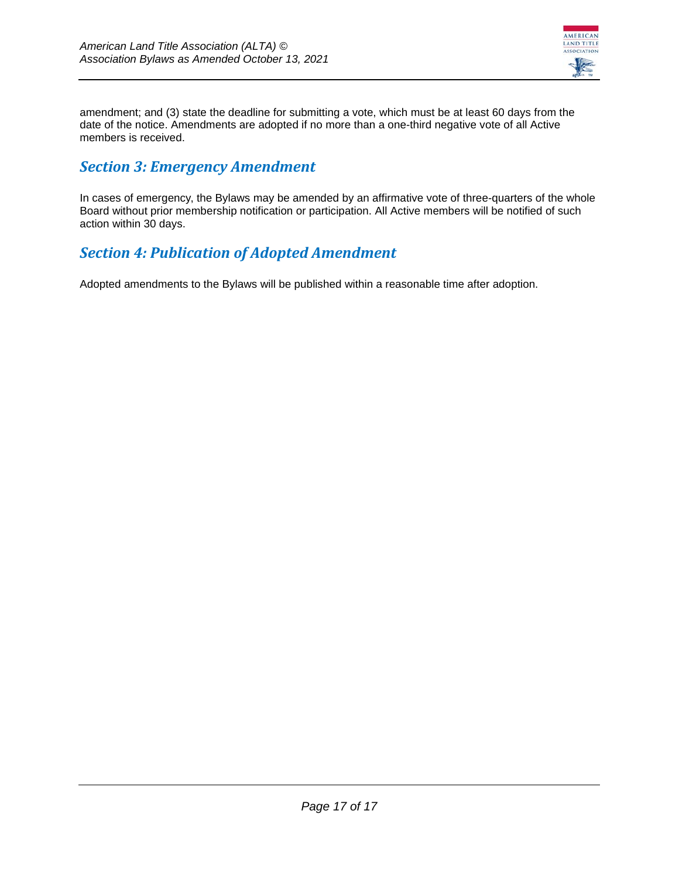amendment; and (3) state the deadline for submitting a vote, which must be at least 60 days from the date of the notice. Amendments are adopted if no more than a one-third negative vote of all Active members is received.

## *Section 3: Emergency Amendment*

In cases of emergency, the Bylaws may be amended by an affirmative vote of three-quarters of the whole Board without prior membership notification or participation. All Active members will be notified of such action within 30 days.

## *Section 4: Publication of Adopted Amendment*

Adopted amendments to the Bylaws will be published within a reasonable time after adoption.